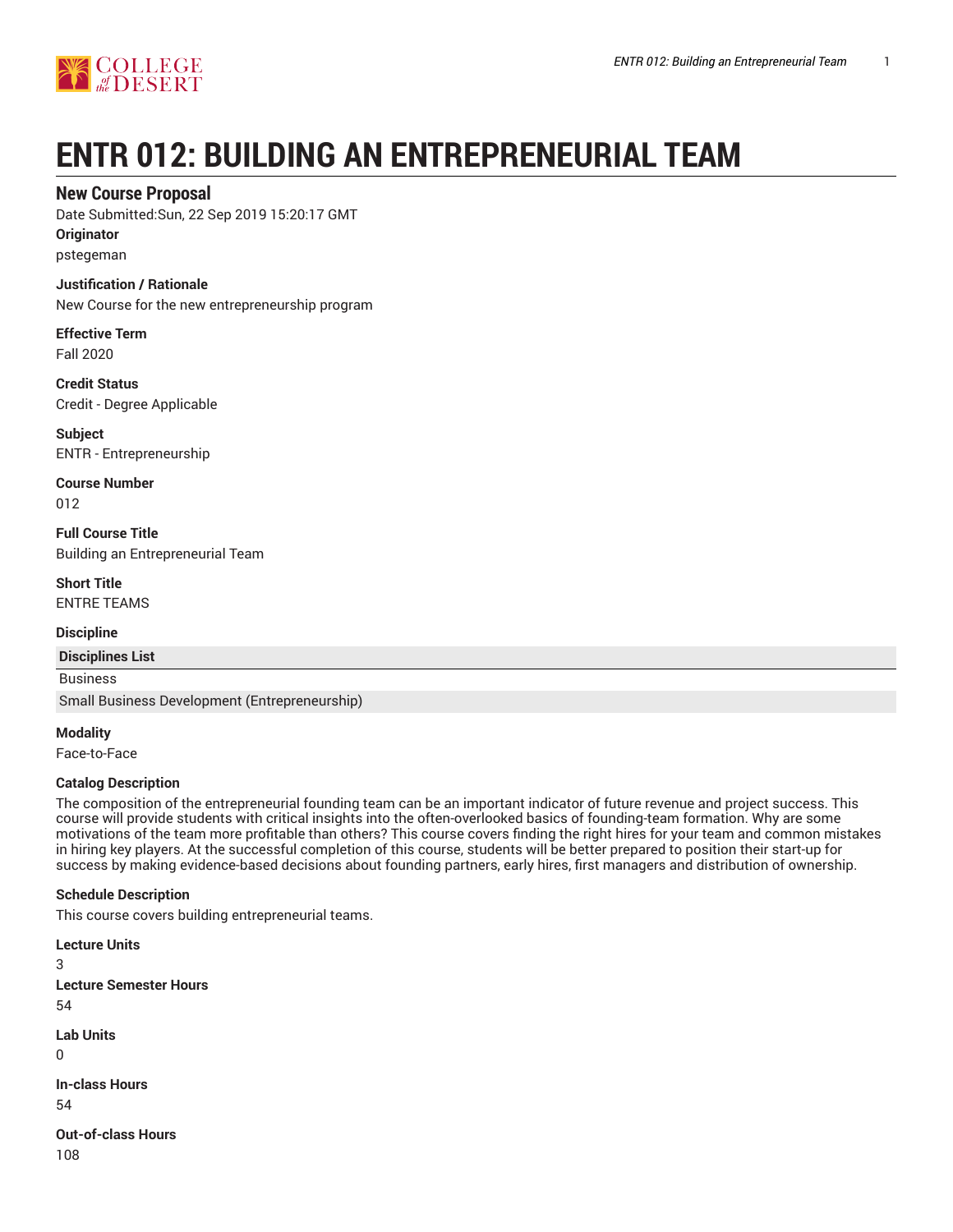# ENTR 012: BUILDING AN ENTREPRENEURIAL TEAM

## New Course Proposal

Date Submitted:Sun, 22 Sep 2019 15:20:17 GMT

**Originator**

pstegeman

**Justification / Rationale**

New Course for the new entrepreneurship program

**Effective Term**

Fall 2020

**Credit Status**

Credit - Degree Applicable

**Subject**

ENTR - Entrepreneurship

**Course Number**

012

**Full Course Title**

Building an Entrepreneurial Team

**Short Title**

ENTRE TEAMS

**Discipline**

| Disciplines List |
|---|
| Business |
| Small Business Development (Entrepreneurship) |

**Modality**

Face-to-Face

**Catalog Description**

The composition of the entrepreneurial founding team can be an important indicator of future revenue and project success. This course will provide students with critical insights into the often-overlooked basics of founding-team formation. Why are some motivations of the team more profitable than others? This course covers finding the right hires for your team and common mistakes in hiring key players. At the successful completion of this course, students will be better prepared to position their start-up for success by making evidence-based decisions about founding partners, early hires, first managers and distribution of ownership.

**Schedule Description**

This course covers building entrepreneurial teams.

**Lecture Units**

3

**Lecture Semester Hours**

54

**Lab Units**

0

**In-class Hours**

54

**Out-of-class Hours**

108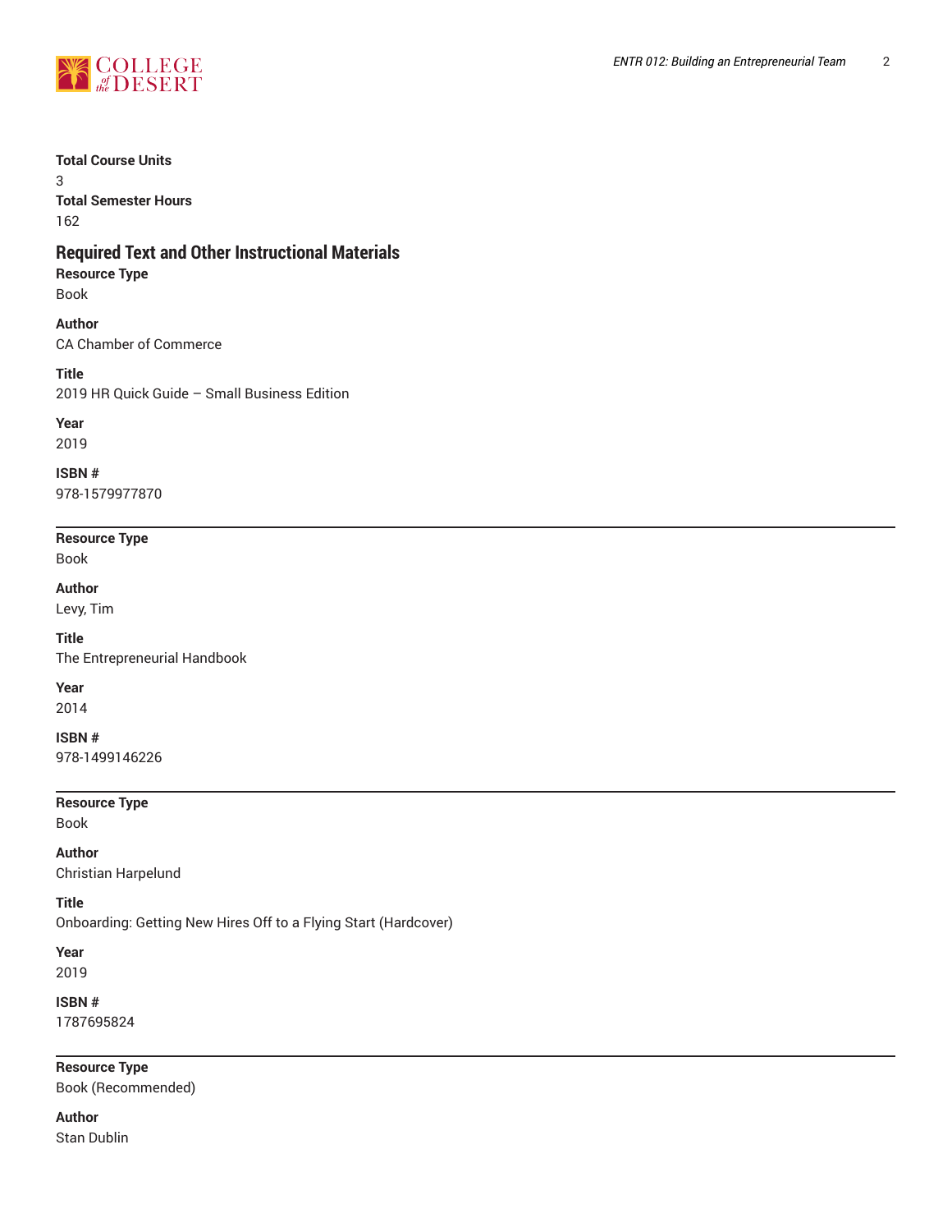**Total Course Units**
3
**Total Semester Hours**
162

## Required Text and Other Instructional Materials

**Resource Type**
Book

**Author**
CA Chamber of Commerce

**Title**
2019 HR Quick Guide – Small Business Edition

**Year**
2019

**ISBN #**
978-1579977870

---

**Resource Type**
Book

**Author**
Levy, Tim

**Title**
The Entrepreneurial Handbook

**Year**
2014

**ISBN #**
978-1499146226

---

**Resource Type**
Book

**Author**
Christian Harpelund

**Title**
Onboarding: Getting New Hires Off to a Flying Start (Hardcover)

**Year**
2019

**ISBN #**
1787695824

---

**Resource Type**
Book (Recommended)

**Author**
Stan Dublin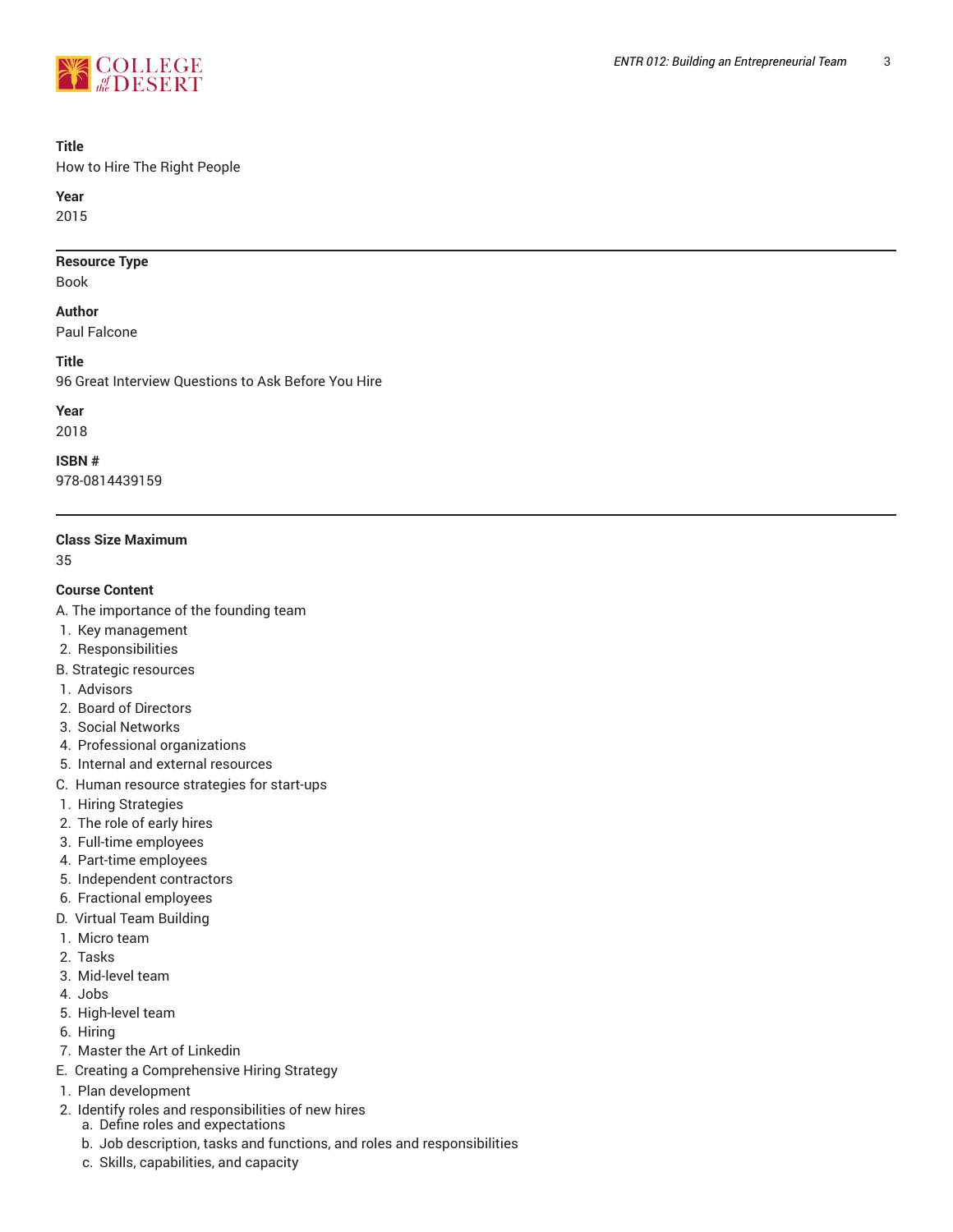**Title**
How to Hire The Right People

**Year**
2015

---

**Resource Type**
Book

**Author**
Paul Falcone

**Title**
96 Great Interview Questions to Ask Before You Hire

**Year**
2018

**ISBN #**
978-0814439159

---

**Class Size Maximum**
35

**Course Content**

A. The importance of the founding team
  1. Key management
  2. Responsibilities

B. Strategic resources
  1. Advisors
  2. Board of Directors
  3. Social Networks
  4. Professional organizations
  5. Internal and external resources

C. Human resource strategies for start-ups
  1. Hiring Strategies
  2. The role of early hires
  3. Full-time employees
  4. Part-time employees
  5. Independent contractors
  6. Fractional employees

D. Virtual Team Building
  1. Micro team
  2. Tasks
  3. Mid-level team
  4. Jobs
  5. High-level team
  6. Hiring
  7. Master the Art of Linkedin

E. Creating a Comprehensive Hiring Strategy
  1. Plan development
  2. Identify roles and responsibilities of new hires
     a. Define roles and expectations
     b. Job description, tasks and functions, and roles and responsibilities
     c. Skills, capabilities, and capacity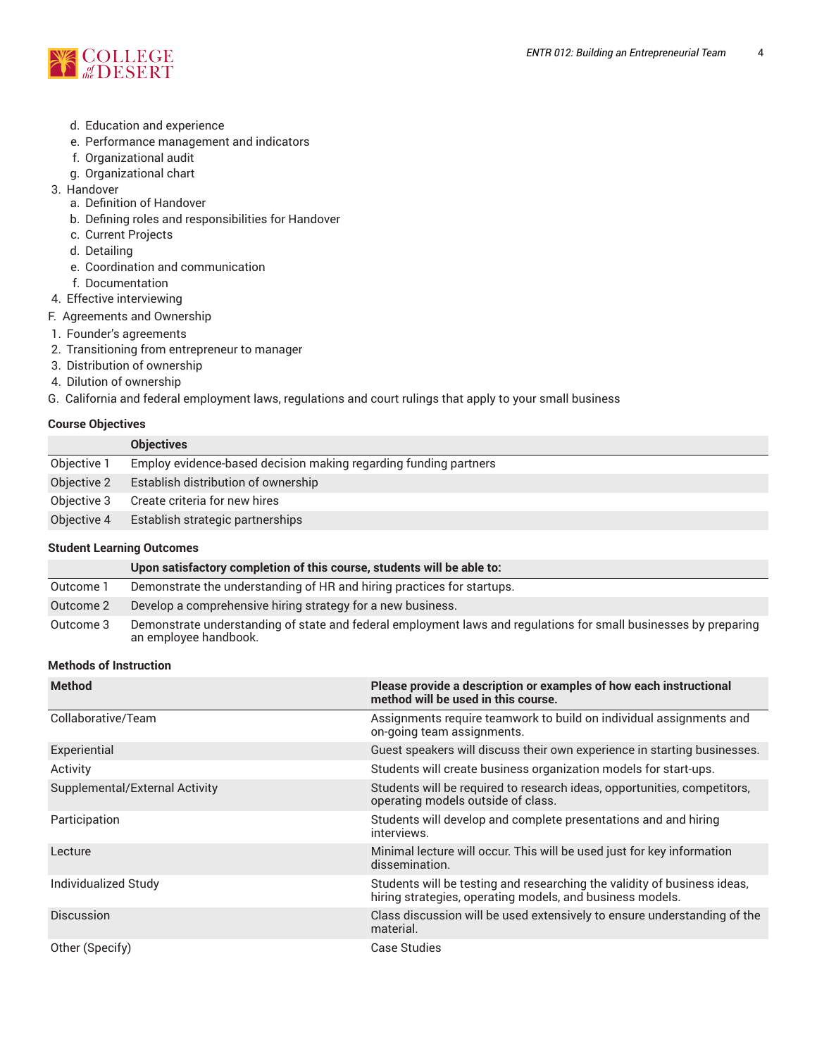d. Education and experience
   e. Performance management and indicators
   f. Organizational audit
   g. Organizational chart
3. Handover
   a. Definition of Handover
   b. Defining roles and responsibilities for Handover
   c. Current Projects
   d. Detailing
   e. Coordination and communication
   f. Documentation
4. Effective interviewing

F. Agreements and Ownership
1. Founder's agreements
2. Transitioning from entrepreneur to manager
3. Distribution of ownership
4. Dilution of ownership

G. California and federal employment laws, regulations and court rulings that apply to your small business

## Course Objectives

| | Objectives |
|---|---|
| Objective 1 | Employ evidence-based decision making regarding funding partners |
| Objective 2 | Establish distribution of ownership |
| Objective 3 | Create criteria for new hires |
| Objective 4 | Establish strategic partnerships |

## Student Learning Outcomes

| | Upon satisfactory completion of this course, students will be able to: |
|---|---|
| Outcome 1 | Demonstrate the understanding of HR and hiring practices for startups. |
| Outcome 2 | Develop a comprehensive hiring strategy for a new business. |
| Outcome 3 | Demonstrate understanding of state and federal employment laws and regulations for small businesses by preparing an employee handbook. |

## Methods of Instruction

| Method | Please provide a description or examples of how each instructional method will be used in this course. |
|---|---|
| Collaborative/Team | Assignments require teamwork to build on individual assignments and on-going team assignments. |
| Experiential | Guest speakers will discuss their own experience in starting businesses. |
| Activity | Students will create business organization models for start-ups. |
| Supplemental/External Activity | Students will be required to research ideas, opportunities, competitors, operating models outside of class. |
| Participation | Students will develop and complete presentations and and hiring interviews. |
| Lecture | Minimal lecture will occur. This will be used just for key information dissemination. |
| Individualized Study | Students will be testing and researching the validity of business ideas, hiring strategies, operating models, and business models. |
| Discussion | Class discussion will be used extensively to ensure understanding of the material. |
| Other (Specify) | Case Studies |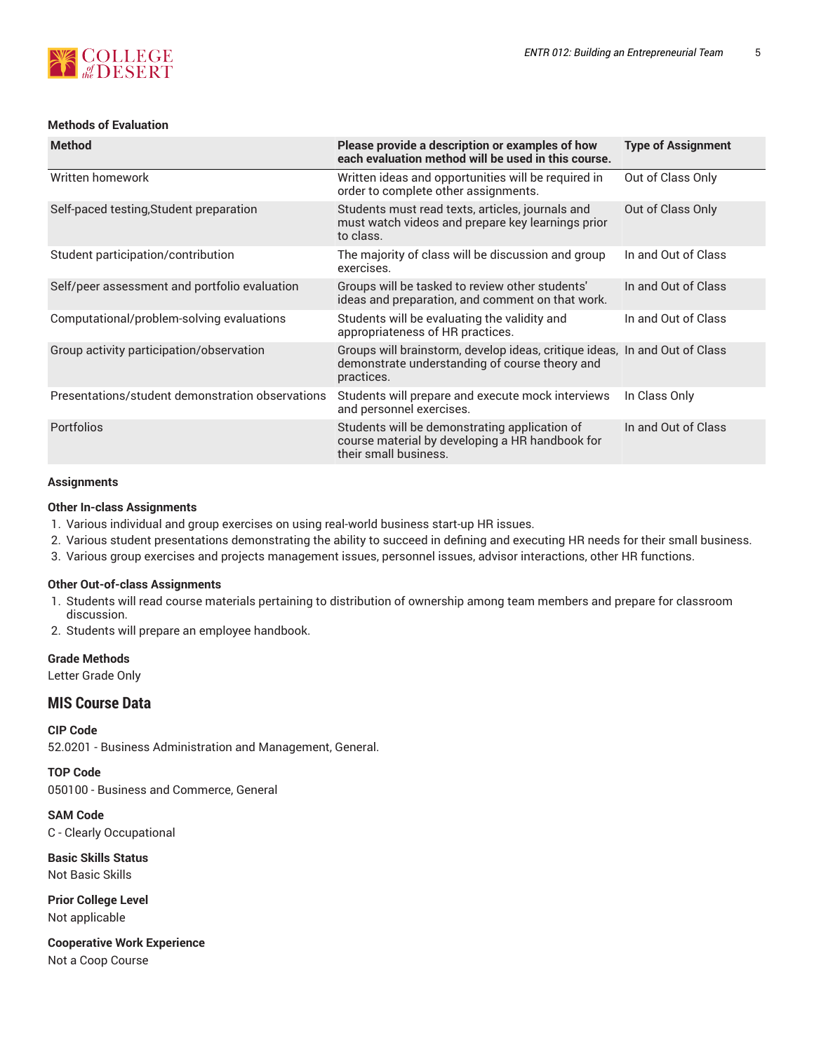#### Methods of Evaluation

| Method | Please provide a description or examples of how each evaluation method will be used in this course. | Type of Assignment |
|---|---|---|
| Written homework | Written ideas and opportunities will be required in order to complete other assignments. | Out of Class Only |
| Self-paced testing,Student preparation | Students must read texts, articles, journals and must watch videos and prepare key learnings prior to class. | Out of Class Only |
| Student participation/contribution | The majority of class will be discussion and group exercises. | In and Out of Class |
| Self/peer assessment and portfolio evaluation | Groups will be tasked to review other students' ideas and preparation, and comment on that work. | In and Out of Class |
| Computational/problem-solving evaluations | Students will be evaluating the validity and appropriateness of HR practices. | In and Out of Class |
| Group activity participation/observation | Groups will brainstorm, develop ideas, critique ideas, demonstrate understanding of course theory and practices. | In and Out of Class |
| Presentations/student demonstration observations | Students will prepare and execute mock interviews and personnel exercises. | In Class Only |
| Portfolios | Students will be demonstrating application of course material by developing a HR handbook for their small business. | In and Out of Class |

#### Assignments

**Other In-class Assignments**

1. Various individual and group exercises on using real-world business start-up HR issues.
2. Various student presentations demonstrating the ability to succeed in defining and executing HR needs for their small business.
3. Various group exercises and projects management issues, personnel issues, advisor interactions, other HR functions.

**Other Out-of-class Assignments**

1. Students will read course materials pertaining to distribution of ownership among team members and prepare for classroom discussion.
2. Students will prepare an employee handbook.

#### Grade Methods

Letter Grade Only

## MIS Course Data

**CIP Code**
52.0201 - Business Administration and Management, General.

**TOP Code**
050100 - Business and Commerce, General

**SAM Code**
C - Clearly Occupational

**Basic Skills Status**
Not Basic Skills

**Prior College Level**
Not applicable

**Cooperative Work Experience**
Not a Coop Course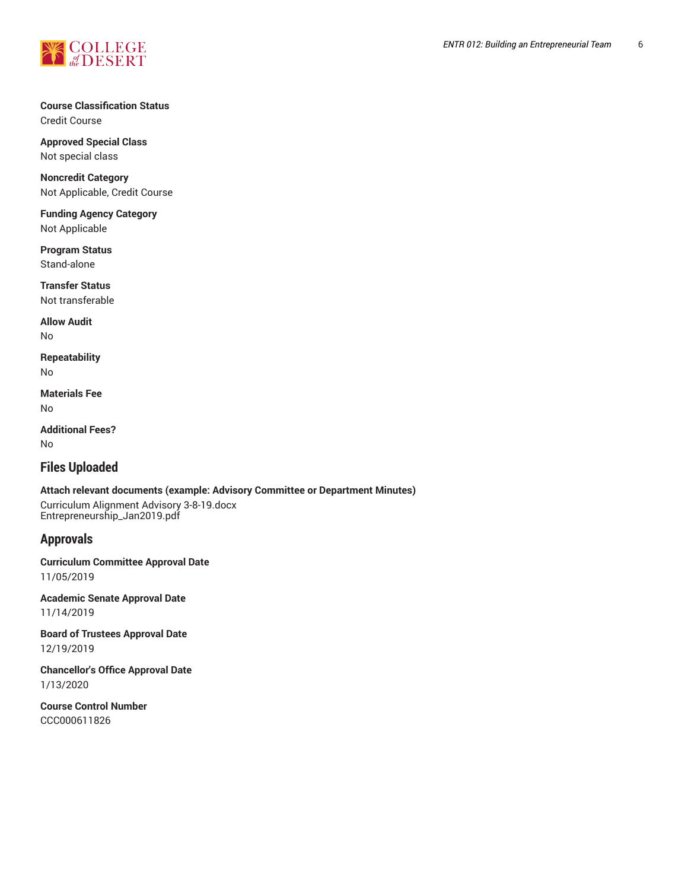**Course Classification Status**
Credit Course

**Approved Special Class**
Not special class

**Noncredit Category**
Not Applicable, Credit Course

**Funding Agency Category**
Not Applicable

**Program Status**
Stand-alone

**Transfer Status**
Not transferable

**Allow Audit**
No

**Repeatability**
No

**Materials Fee**
No

**Additional Fees?**
No

## Files Uploaded

**Attach relevant documents (example: Advisory Committee or Department Minutes)**
Curriculum Alignment Advisory 3-8-19.docx
Entrepreneurship_Jan2019.pdf

## Approvals

**Curriculum Committee Approval Date**
11/05/2019

**Academic Senate Approval Date**
11/14/2019

**Board of Trustees Approval Date**
12/19/2019

**Chancellor's Office Approval Date**
1/13/2020

**Course Control Number**
CCC000611826